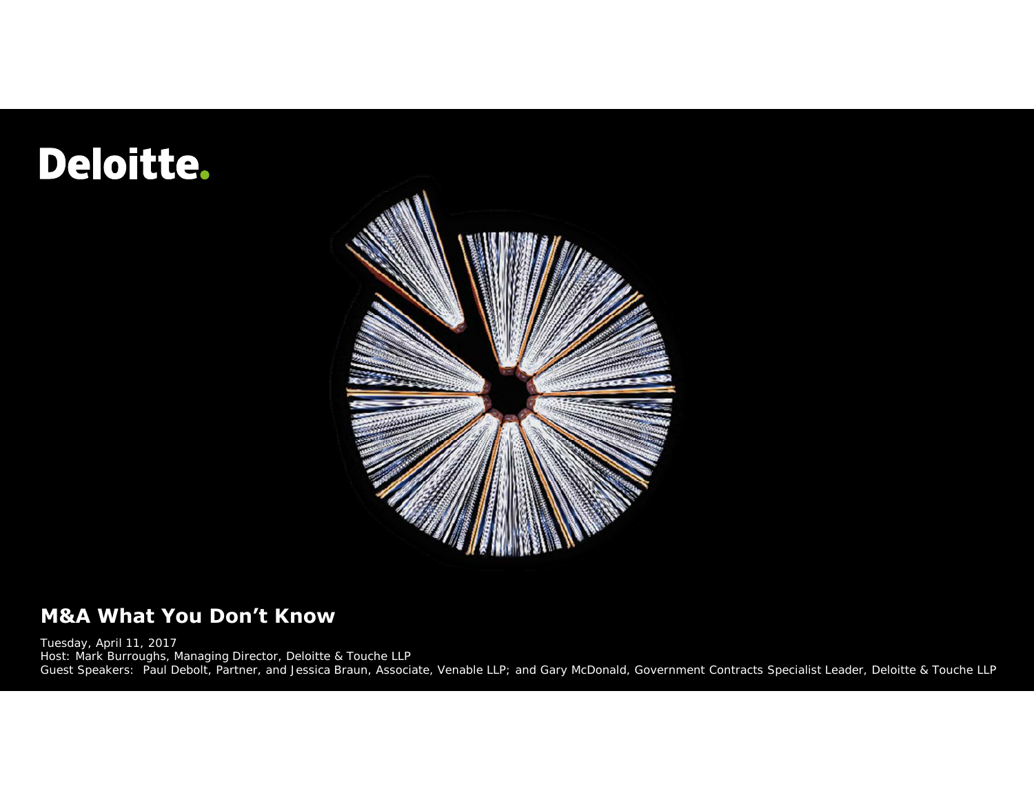Deloitte.

# M&A What You Don't Know

Tuesday, April 11, 2017
Host: Mark Burroughs, Managing Director, Deloitte & Touche LLP
Guest Speakers: Paul Debolt, Partner, and Jessica Braun, Associate, Venable LLP; and Gary McDonald, Government Contracts Specialist Leader, Deloitte & Touche LLP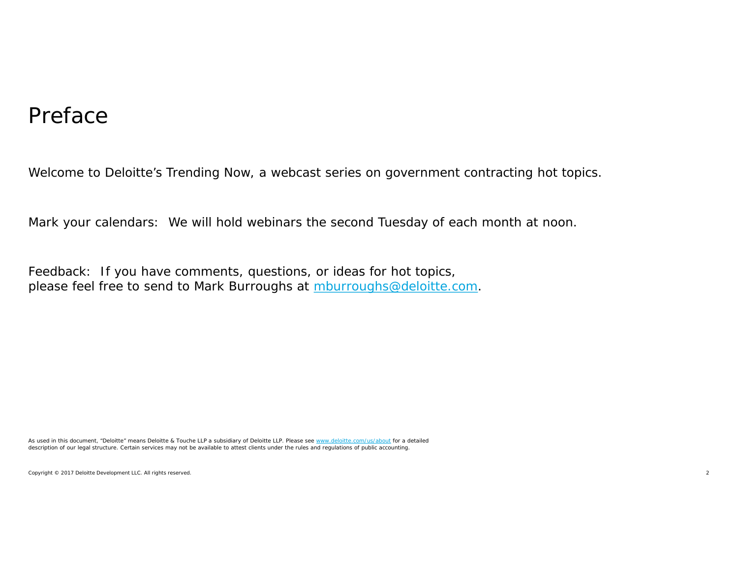# Preface

Welcome to Deloitte's Trending Now, a webcast series on government contracting hot topics.

Mark your calendars: We will hold webinars the second Tuesday of each month at noon.

Feedback: If you have comments, questions, or ideas for hot topics, please feel free to send to Mark Burroughs at mburroughs@deloitte.com.

As used in this document, "Deloitte" means Deloitte & Touche LLP a subsidiary of Deloitte LLP. Please see www.deloitte.com/us/about for a detailed description of our legal structure. Certain services may not be available to attest clients under the rules and regulations of public accounting.

Copyright © 2017 Deloitte Development LLC. All rights reserved.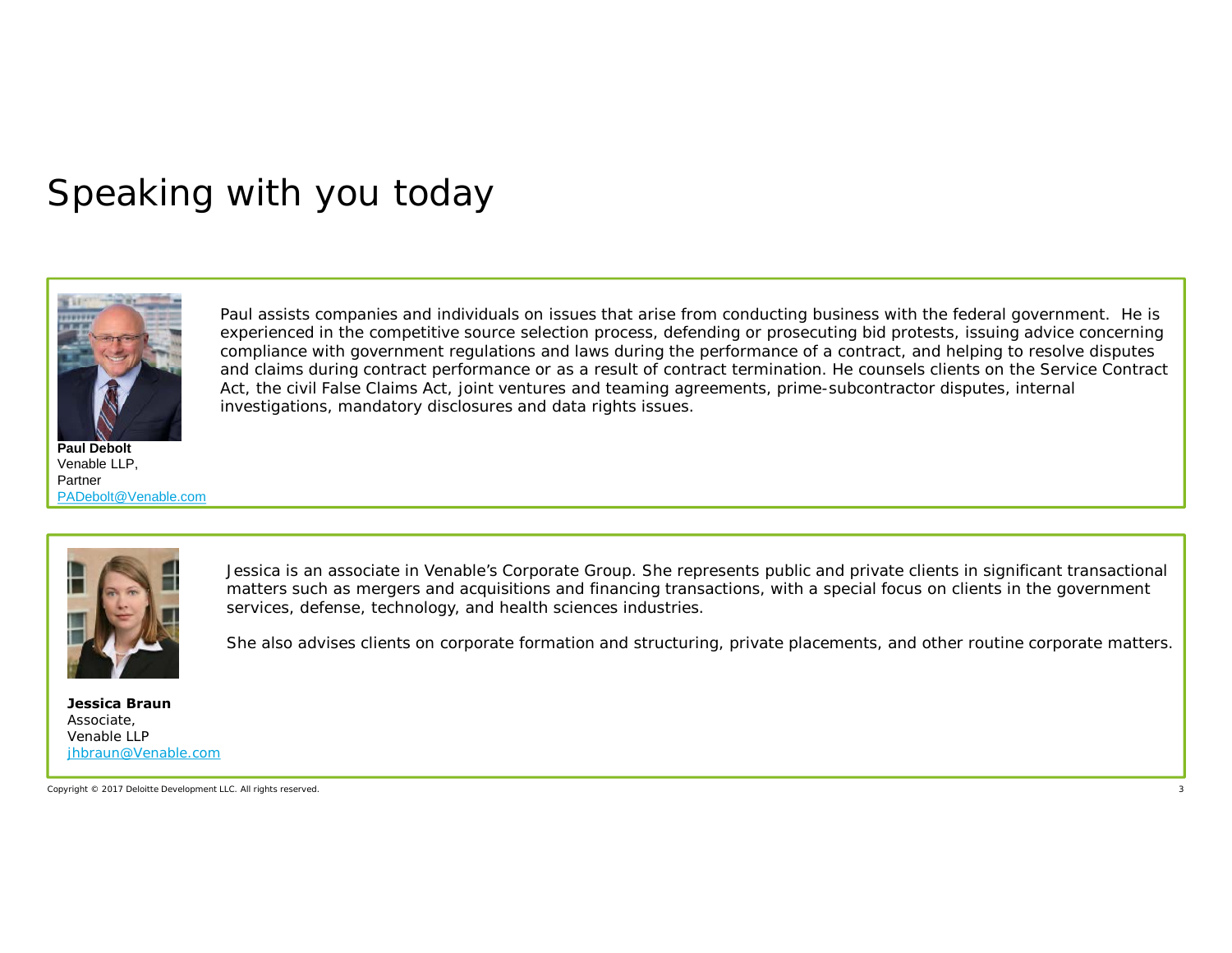# Speaking with you today

**Paul Debolt**
Venable LLP,
Partner
PADebolt@Venable.com

Paul assists companies and individuals on issues that arise from conducting business with the federal government. He is experienced in the competitive source selection process, defending or prosecuting bid protests, issuing advice concerning compliance with government regulations and laws during the performance of a contract, and helping to resolve disputes and claims during contract performance or as a result of contract termination. He counsels clients on the Service Contract Act, the civil False Claims Act, joint ventures and teaming agreements, prime-subcontractor disputes, internal investigations, mandatory disclosures and data rights issues.

**Jessica Braun**
Associate,
Venable LLP
jhbraun@Venable.com

Jessica is an associate in Venable's Corporate Group. She represents public and private clients in significant transactional matters such as mergers and acquisitions and financing transactions, with a special focus on clients in the government services, defense, technology, and health sciences industries.

She also advises clients on corporate formation and structuring, private placements, and other routine corporate matters.

Copyright © 2017 Deloitte Development LLC. All rights reserved.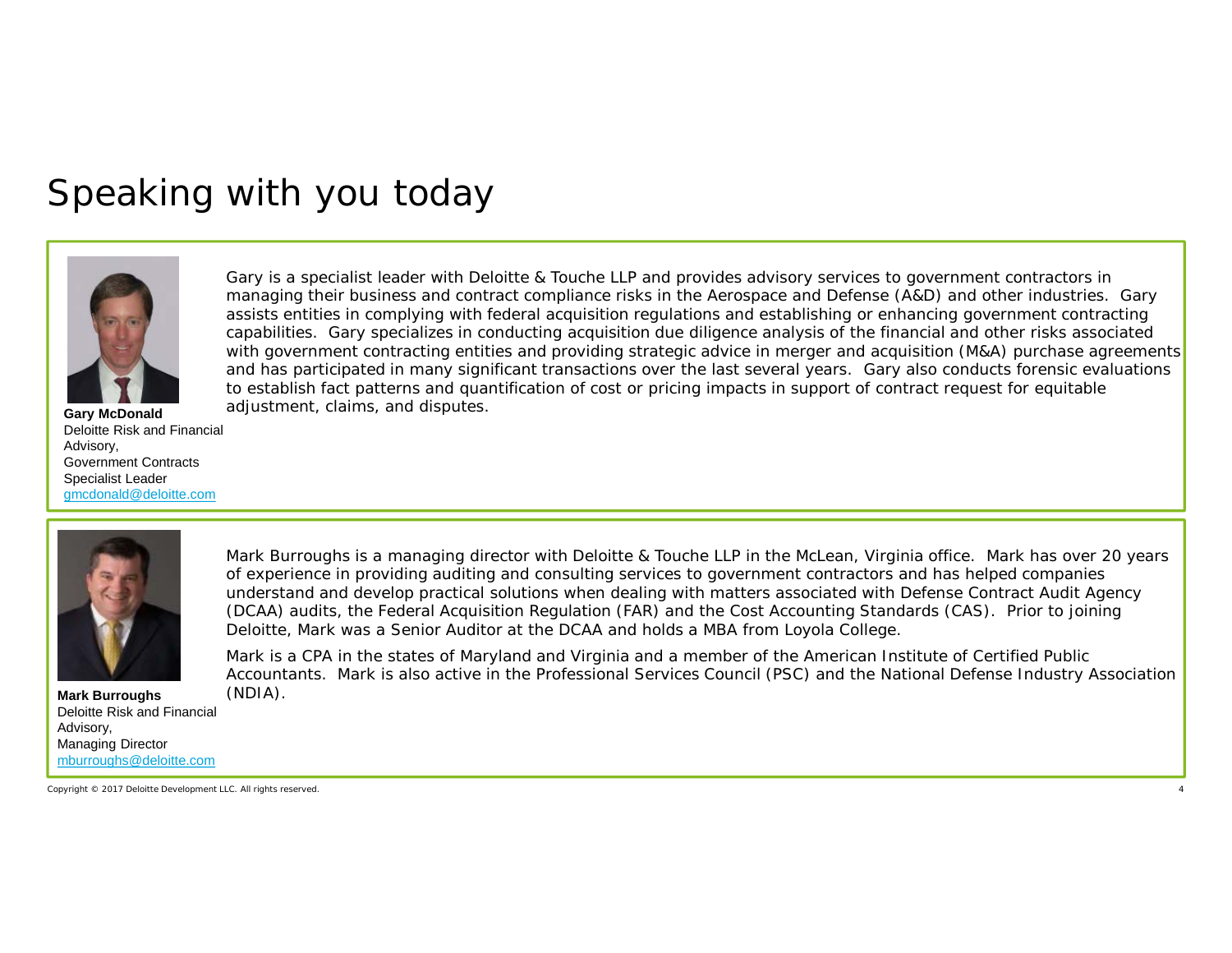# Speaking with you today

**Gary McDonald**
Deloitte Risk and Financial Advisory,
Government Contracts Specialist Leader
gmcdonald@deloitte.com

Gary is a specialist leader with Deloitte & Touche LLP and provides advisory services to government contractors in managing their business and contract compliance risks in the Aerospace and Defense (A&D) and other industries. Gary assists entities in complying with federal acquisition regulations and establishing or enhancing government contracting capabilities. Gary specializes in conducting acquisition due diligence analysis of the financial and other risks associated with government contracting entities and providing strategic advice in merger and acquisition (M&A) purchase agreements and has participated in many significant transactions over the last several years. Gary also conducts forensic evaluations to establish fact patterns and quantification of cost or pricing impacts in support of contract request for equitable adjustment, claims, and disputes.

**Mark Burroughs**
Deloitte Risk and Financial Advisory,
Managing Director
mburroughs@deloitte.com

Mark Burroughs is a managing director with Deloitte & Touche LLP in the McLean, Virginia office. Mark has over 20 years of experience in providing auditing and consulting services to government contractors and has helped companies understand and develop practical solutions when dealing with matters associated with Defense Contract Audit Agency (DCAA) audits, the Federal Acquisition Regulation (FAR) and the Cost Accounting Standards (CAS). Prior to joining Deloitte, Mark was a Senior Auditor at the DCAA and holds a MBA from Loyola College.

Mark is a CPA in the states of Maryland and Virginia and a member of the American Institute of Certified Public Accountants. Mark is also active in the Professional Services Council (PSC) and the National Defense Industry Association (NDIA).

Copyright © 2017 Deloitte Development LLC. All rights reserved.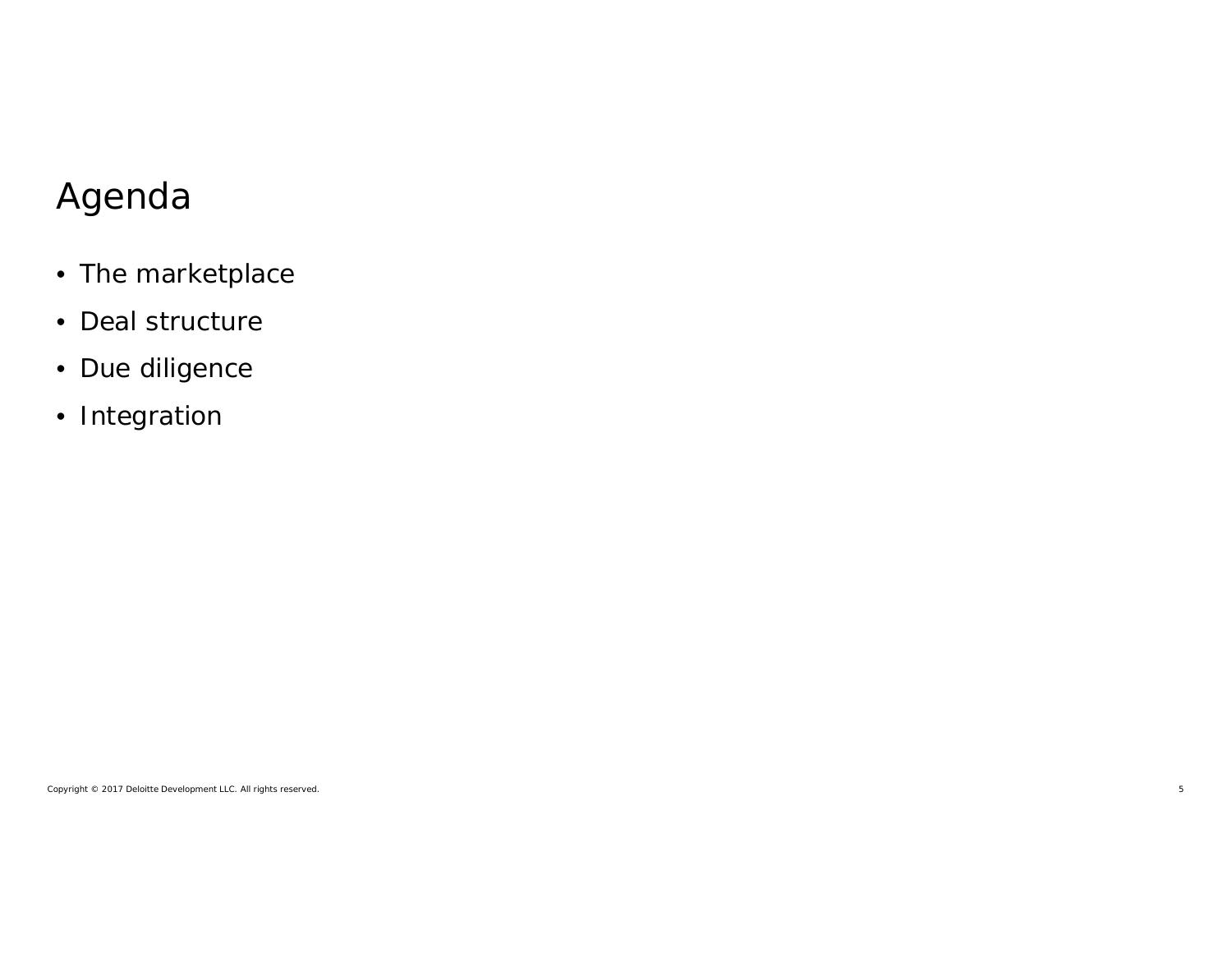# Agenda

- The marketplace
- Deal structure
- Due diligence
- Integration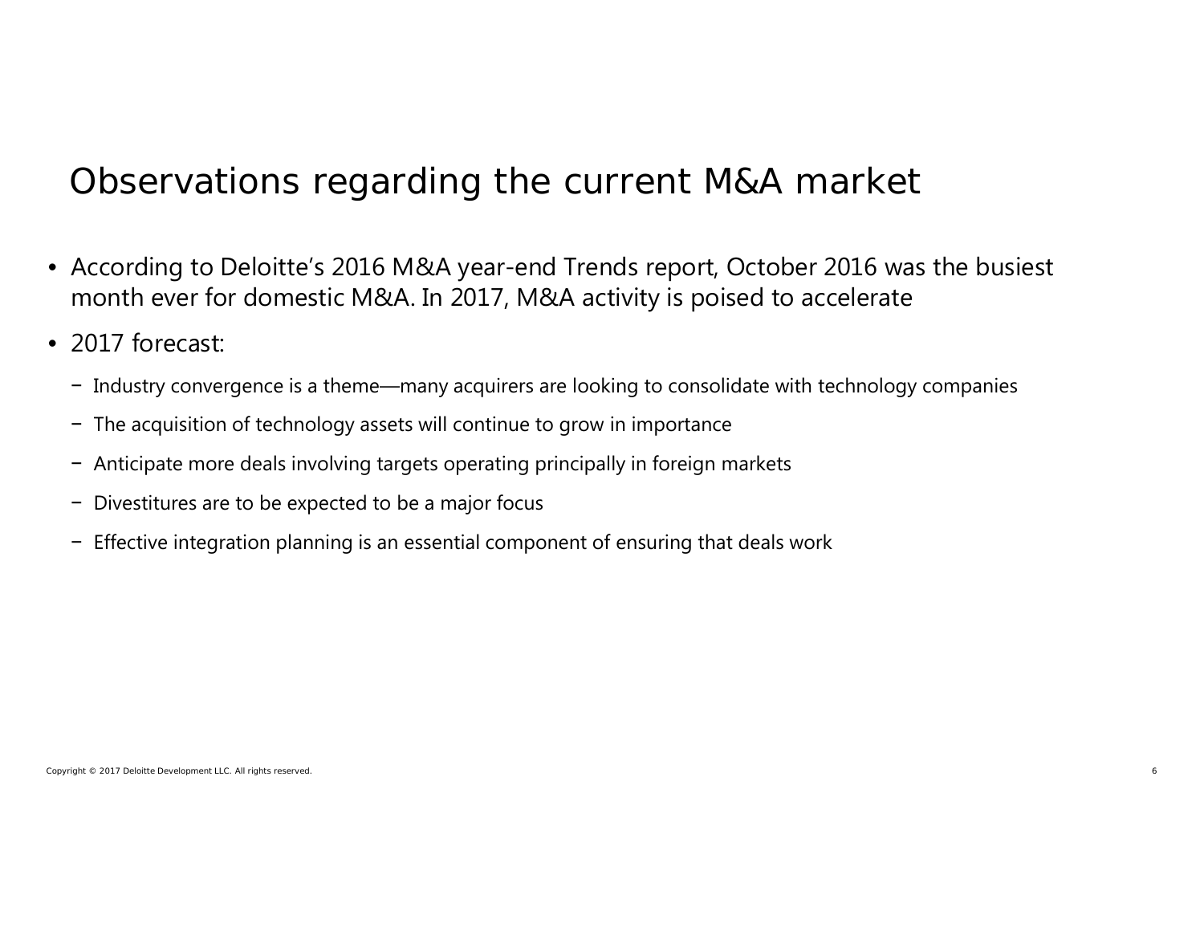# Observations regarding the current M&A market

- According to Deloitte's 2016 M&A year-end Trends report, October 2016 was the busiest month ever for domestic M&A. In 2017, M&A activity is poised to accelerate
- 2017 forecast:
  - Industry convergence is a theme—many acquirers are looking to consolidate with technology companies
  - The acquisition of technology assets will continue to grow in importance
  - Anticipate more deals involving targets operating principally in foreign markets
  - Divestitures are to be expected to be a major focus
  - Effective integration planning is an essential component of ensuring that deals work

Copyright © 2017 Deloitte Development LLC. All rights reserved.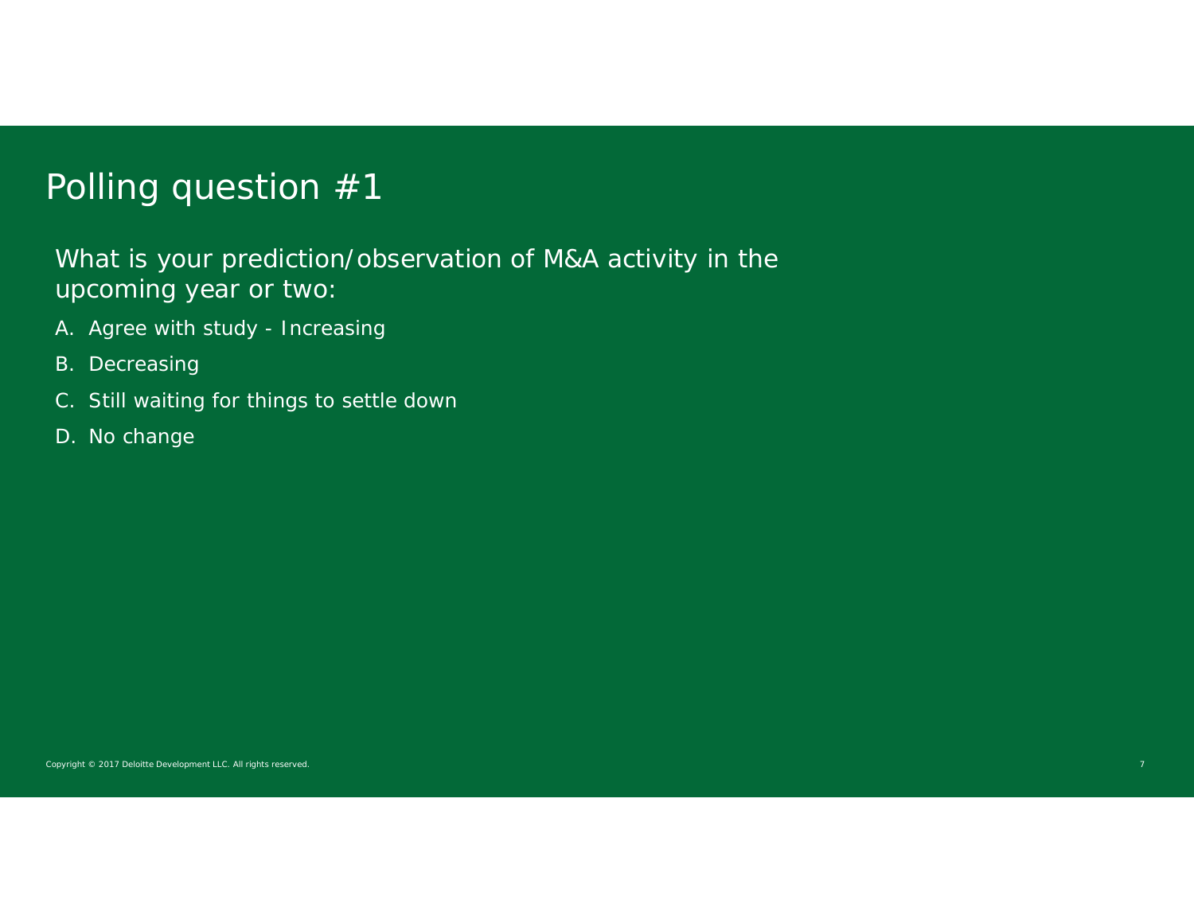# Polling question #1

What is your prediction/observation of M&A activity in the upcoming year or two:

A. Agree with study - Increasing

B. Decreasing

C. Still waiting for things to settle down

D. No change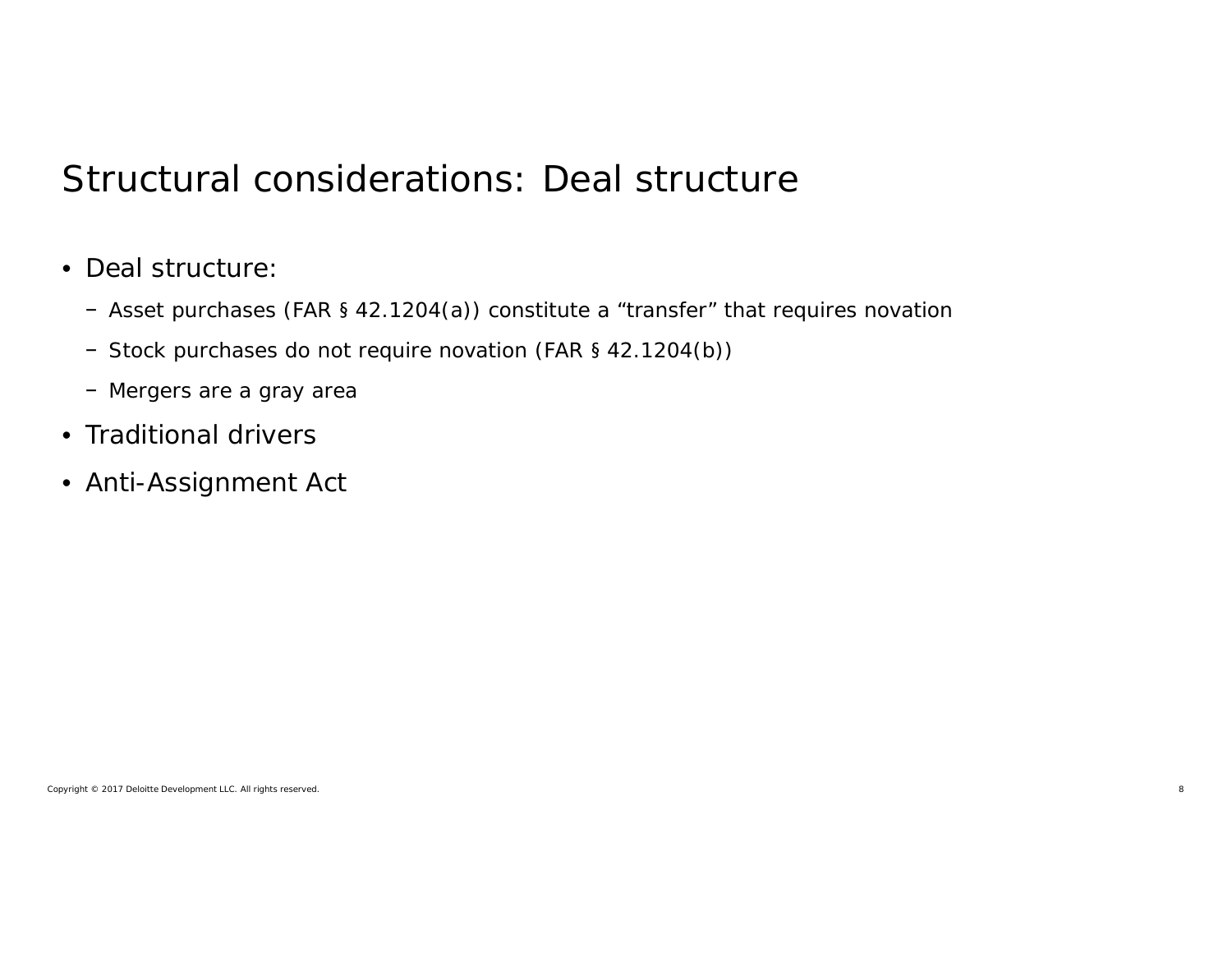# Structural considerations: Deal structure

- Deal structure:
  - Asset purchases (FAR § 42.1204(a)) constitute a “transfer” that requires novation
  - Stock purchases do not require novation (FAR § 42.1204(b))
  - Mergers are a gray area
- Traditional drivers
- Anti-Assignment Act

Copyright © 2017 Deloitte Development LLC. All rights reserved.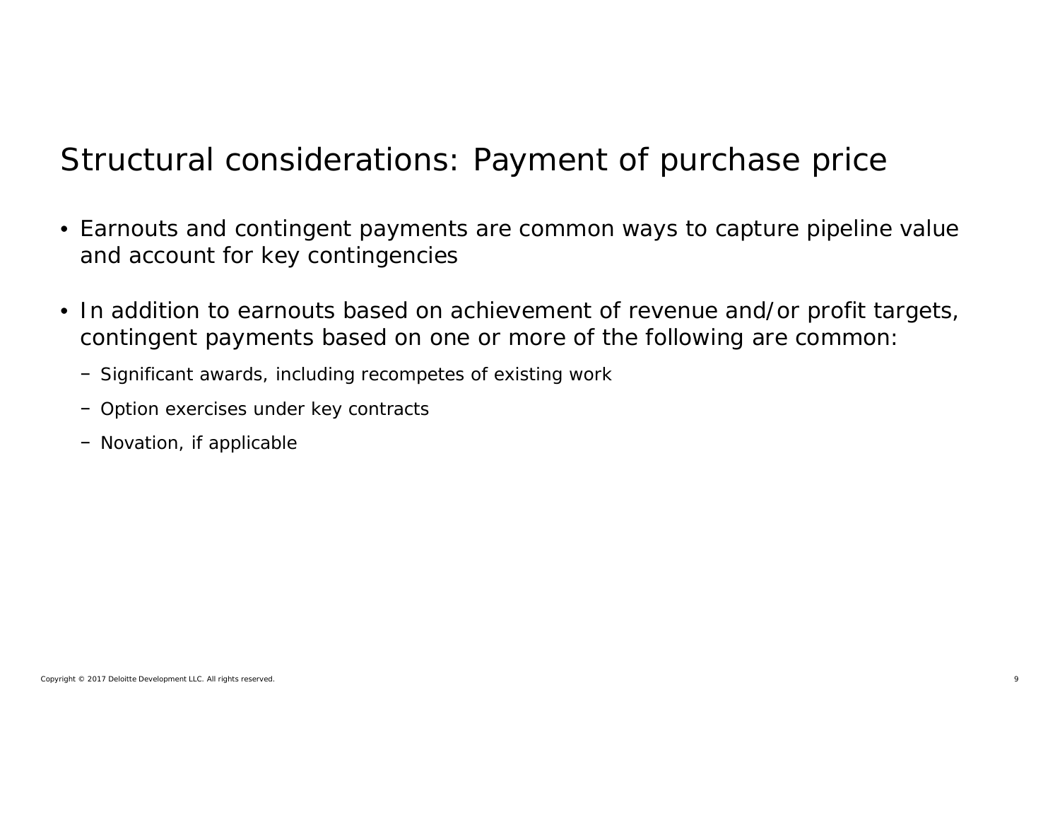# Structural considerations: Payment of purchase price

- Earnouts and contingent payments are common ways to capture pipeline value and account for key contingencies

- In addition to earnouts based on achievement of revenue and/or profit targets, contingent payments based on one or more of the following are common:
  - Significant awards, including recompetes of existing work
  - Option exercises under key contracts
  - Novation, if applicable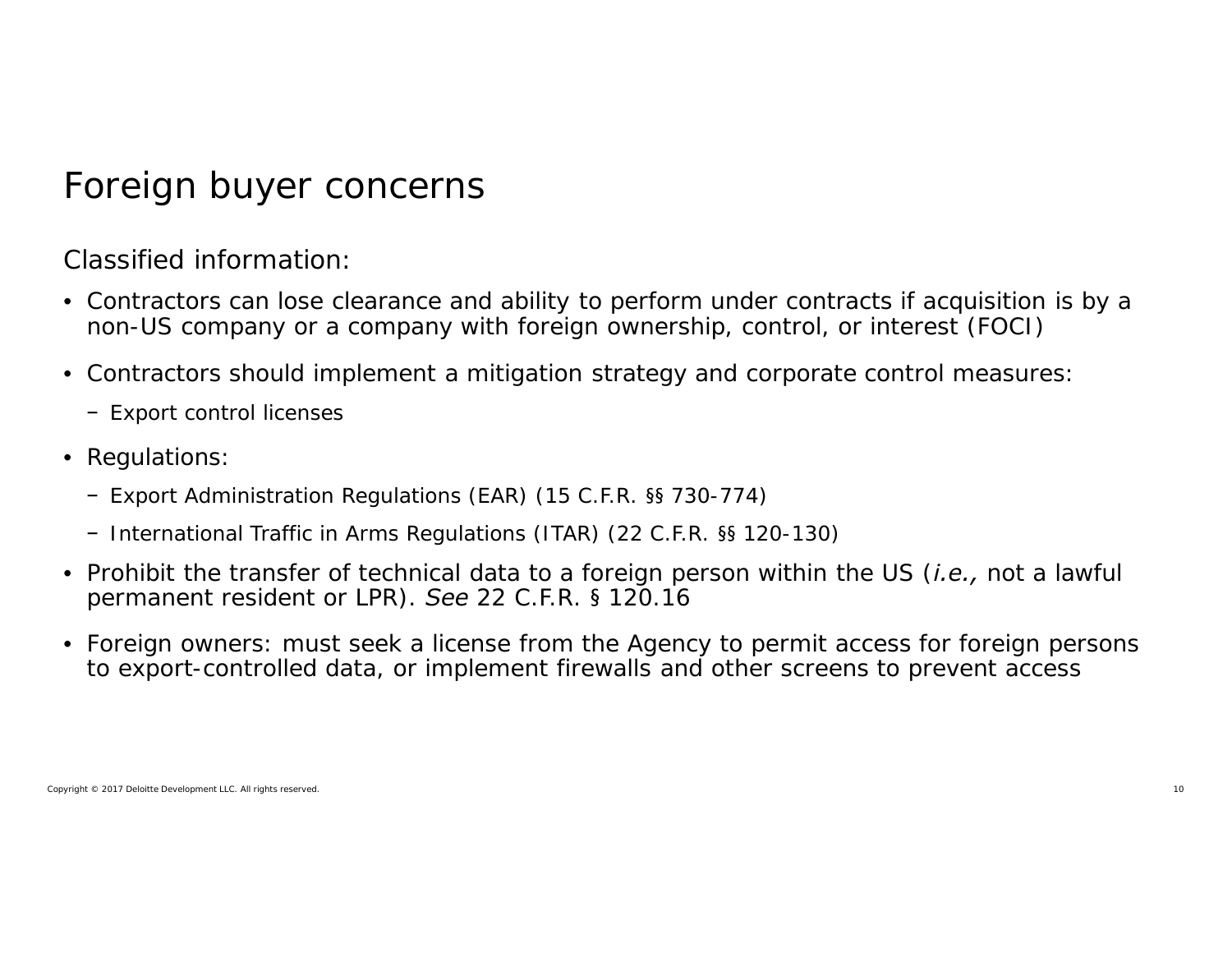# Foreign buyer concerns

Classified information:

- Contractors can lose clearance and ability to perform under contracts if acquisition is by a non-US company or a company with foreign ownership, control, or interest (FOCI)
- Contractors should implement a mitigation strategy and corporate control measures:
  - Export control licenses
- Regulations:
  - Export Administration Regulations (EAR) (15 C.F.R. §§ 730-774)
  - International Traffic in Arms Regulations (ITAR) (22 C.F.R. §§ 120-130)
- Prohibit the transfer of technical data to a foreign person within the US (*i.e.,* not a lawful permanent resident or LPR). *See* 22 C.F.R. § 120.16
- Foreign owners: must seek a license from the Agency to permit access for foreign persons to export-controlled data, or implement firewalls and other screens to prevent access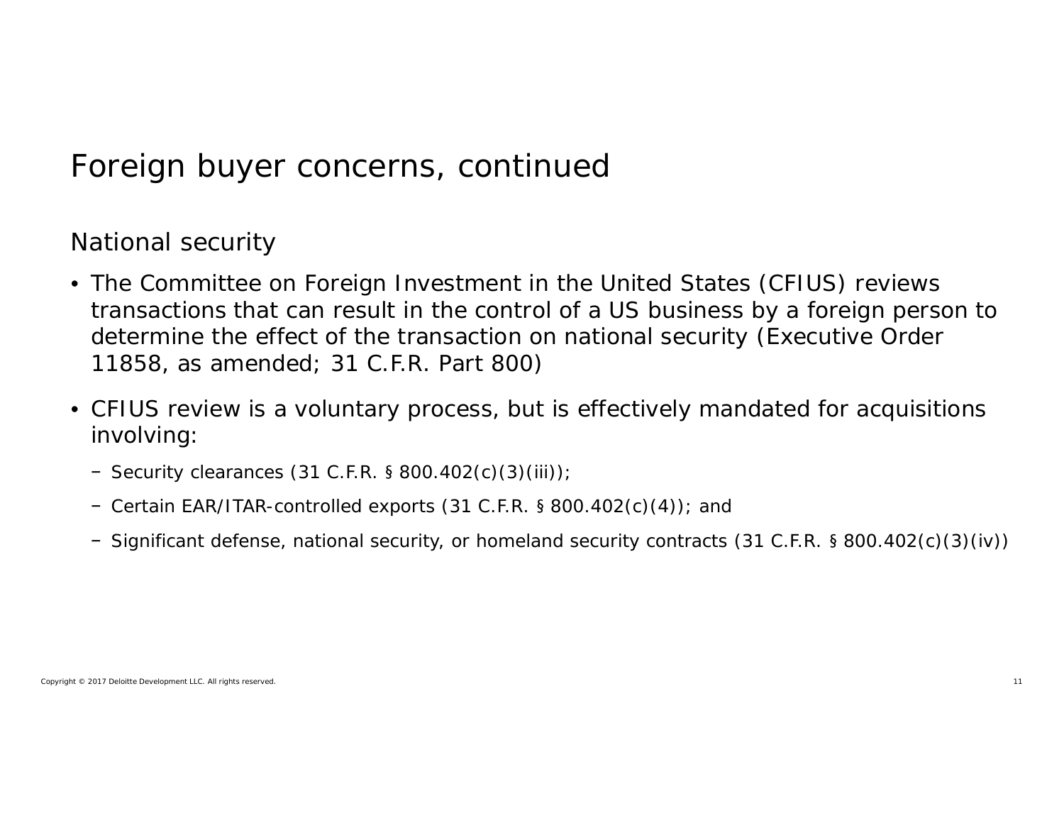# Foreign buyer concerns, continued

## National security

- The Committee on Foreign Investment in the United States (CFIUS) reviews transactions that can result in the control of a US business by a foreign person to determine the effect of the transaction on national security (Executive Order 11858, as amended; 31 C.F.R. Part 800)
- CFIUS review is a voluntary process, but is effectively mandated for acquisitions involving:
  - Security clearances (31 C.F.R. § 800.402(c)(3)(iii));
  - Certain EAR/ITAR-controlled exports (31 C.F.R. § 800.402(c)(4)); and
  - Significant defense, national security, or homeland security contracts (31 C.F.R. § 800.402(c)(3)(iv))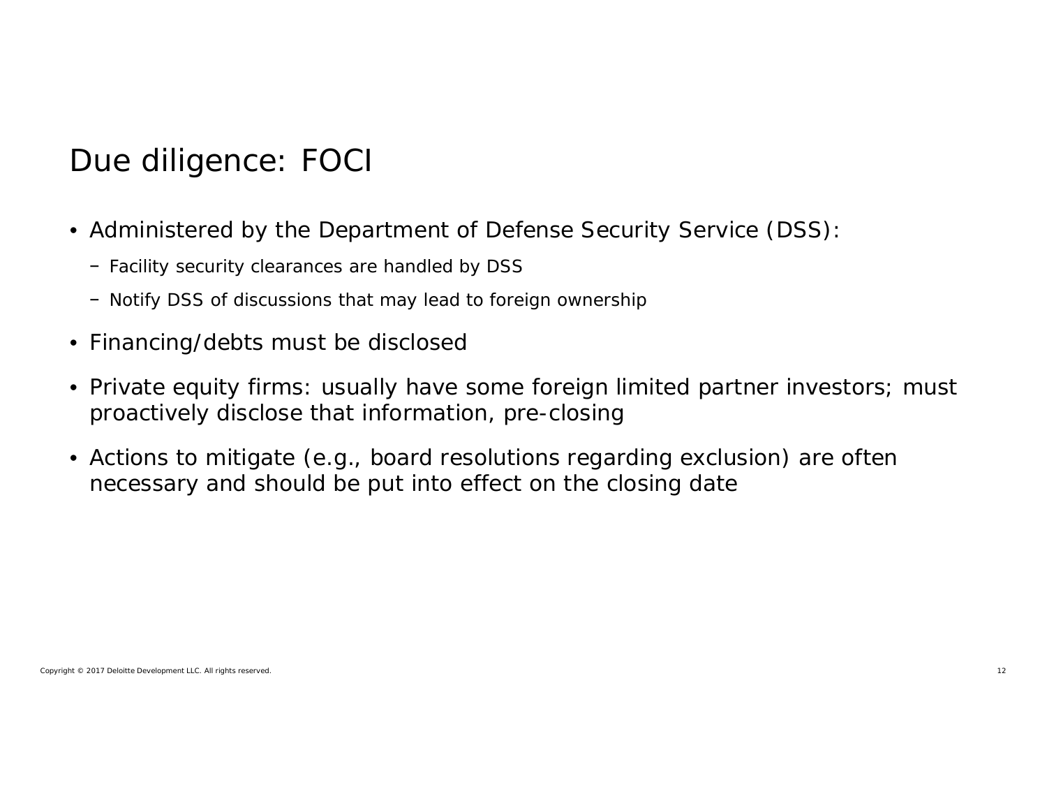# Due diligence: FOCI

- Administered by the Department of Defense Security Service (DSS):
  - Facility security clearances are handled by DSS
  - Notify DSS of discussions that may lead to foreign ownership
- Financing/debts must be disclosed
- Private equity firms: usually have some foreign limited partner investors; must proactively disclose that information, pre-closing
- Actions to mitigate (e.g., board resolutions regarding exclusion) are often necessary and should be put into effect on the closing date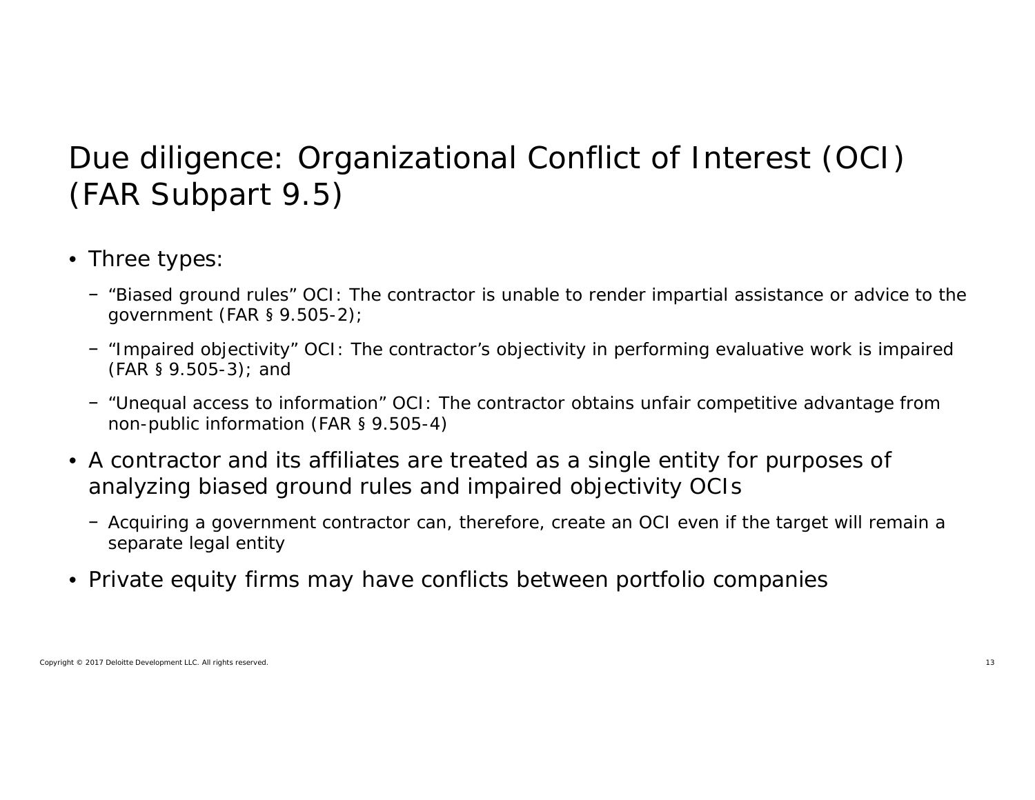# Due diligence: Organizational Conflict of Interest (OCI) (FAR Subpart 9.5)

- Three types:
  - "Biased ground rules" OCI: The contractor is unable to render impartial assistance or advice to the government (FAR § 9.505-2);
  - "Impaired objectivity" OCI: The contractor's objectivity in performing evaluative work is impaired (FAR § 9.505-3); and
  - "Unequal access to information" OCI: The contractor obtains unfair competitive advantage from non-public information (FAR § 9.505-4)
- A contractor and its affiliates are treated as a single entity for purposes of analyzing biased ground rules and impaired objectivity OCIs
  - Acquiring a government contractor can, therefore, create an OCI even if the target will remain a separate legal entity
- Private equity firms may have conflicts between portfolio companies

Copyright © 2017 Deloitte Development LLC. All rights reserved.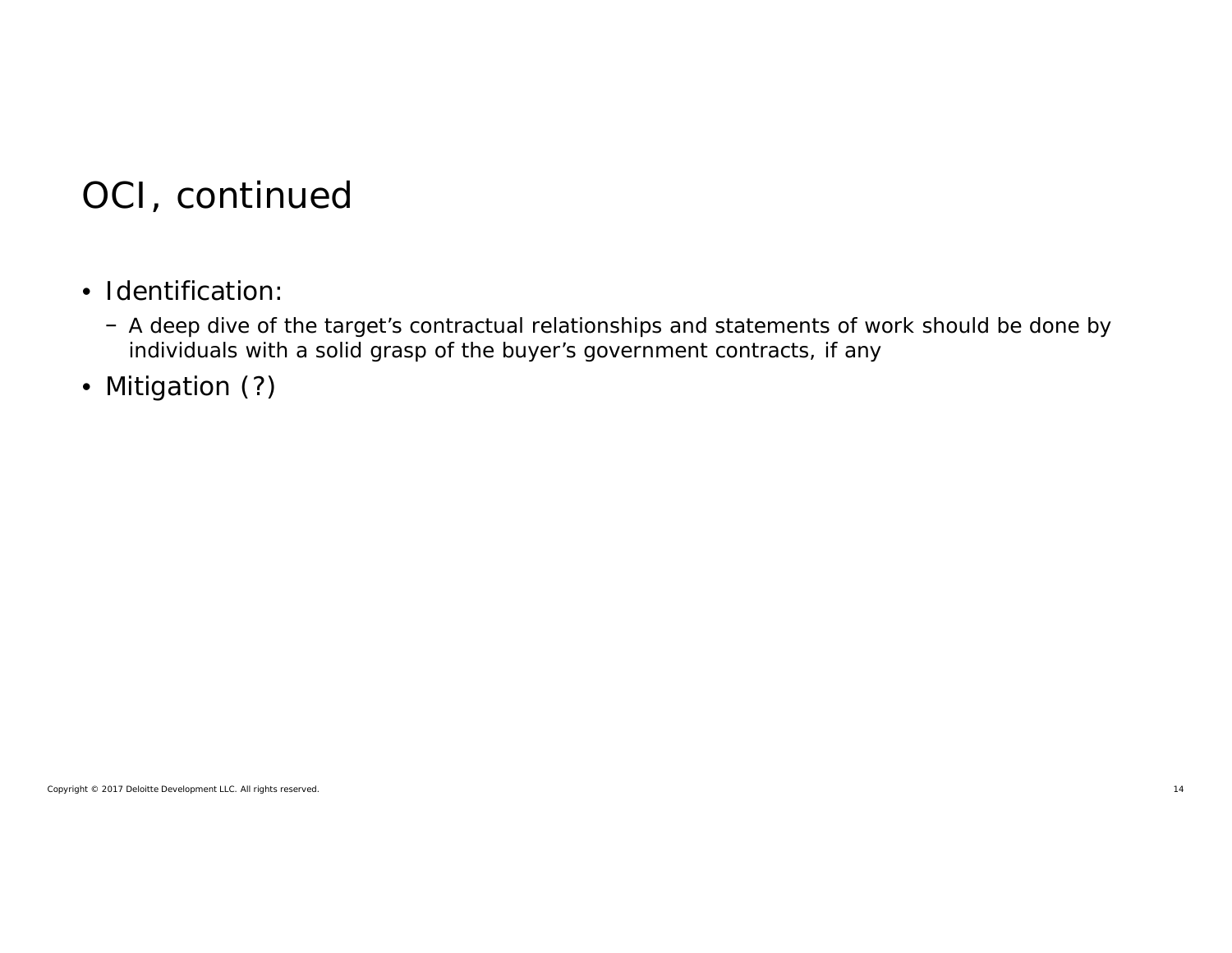# OCI, continued

- Identification:
  - A deep dive of the target's contractual relationships and statements of work should be done by individuals with a solid grasp of the buyer's government contracts, if any
- Mitigation (?)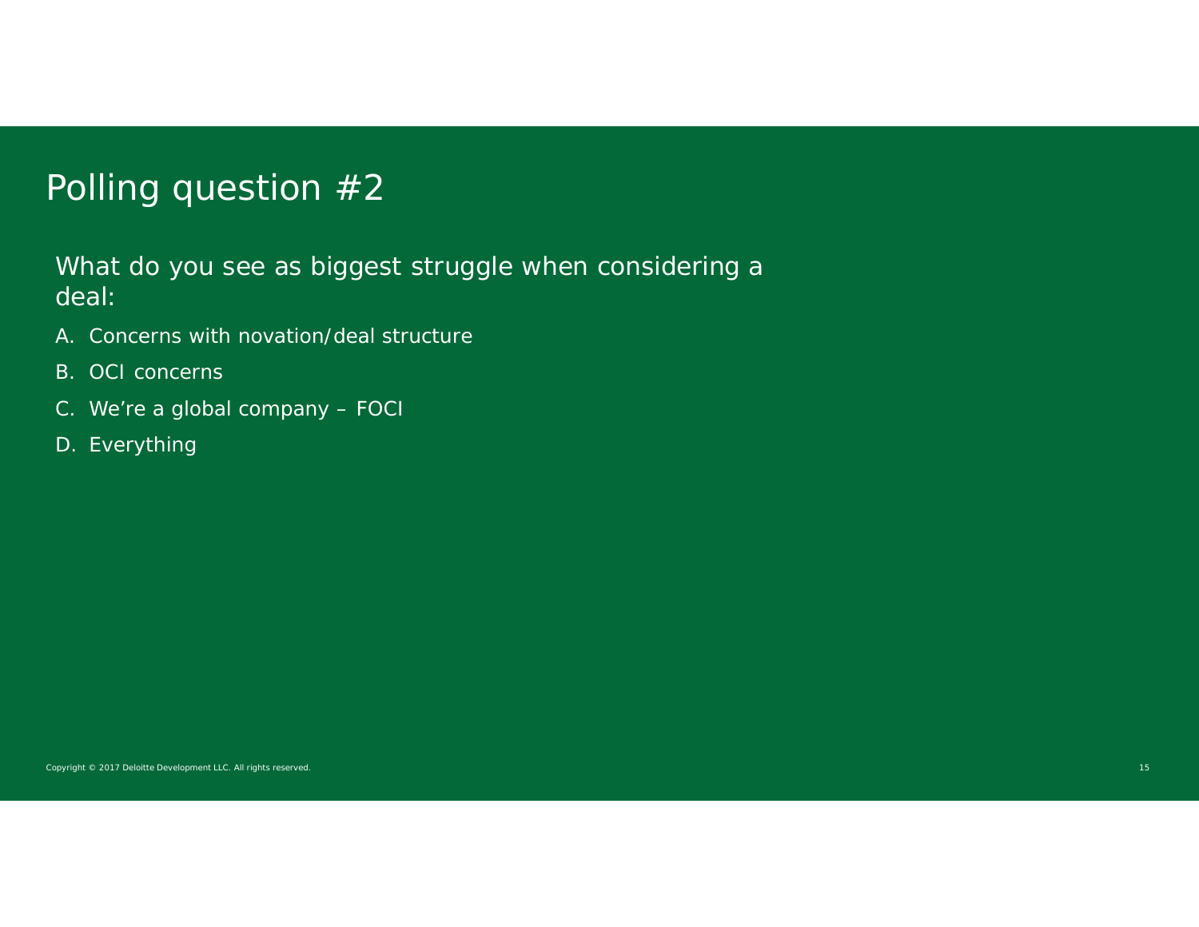# Polling question #2

What do you see as biggest struggle when considering a deal:

A. Concerns with novation/deal structure

B. OCI concerns

C. We’re a global company – FOCI

D. Everything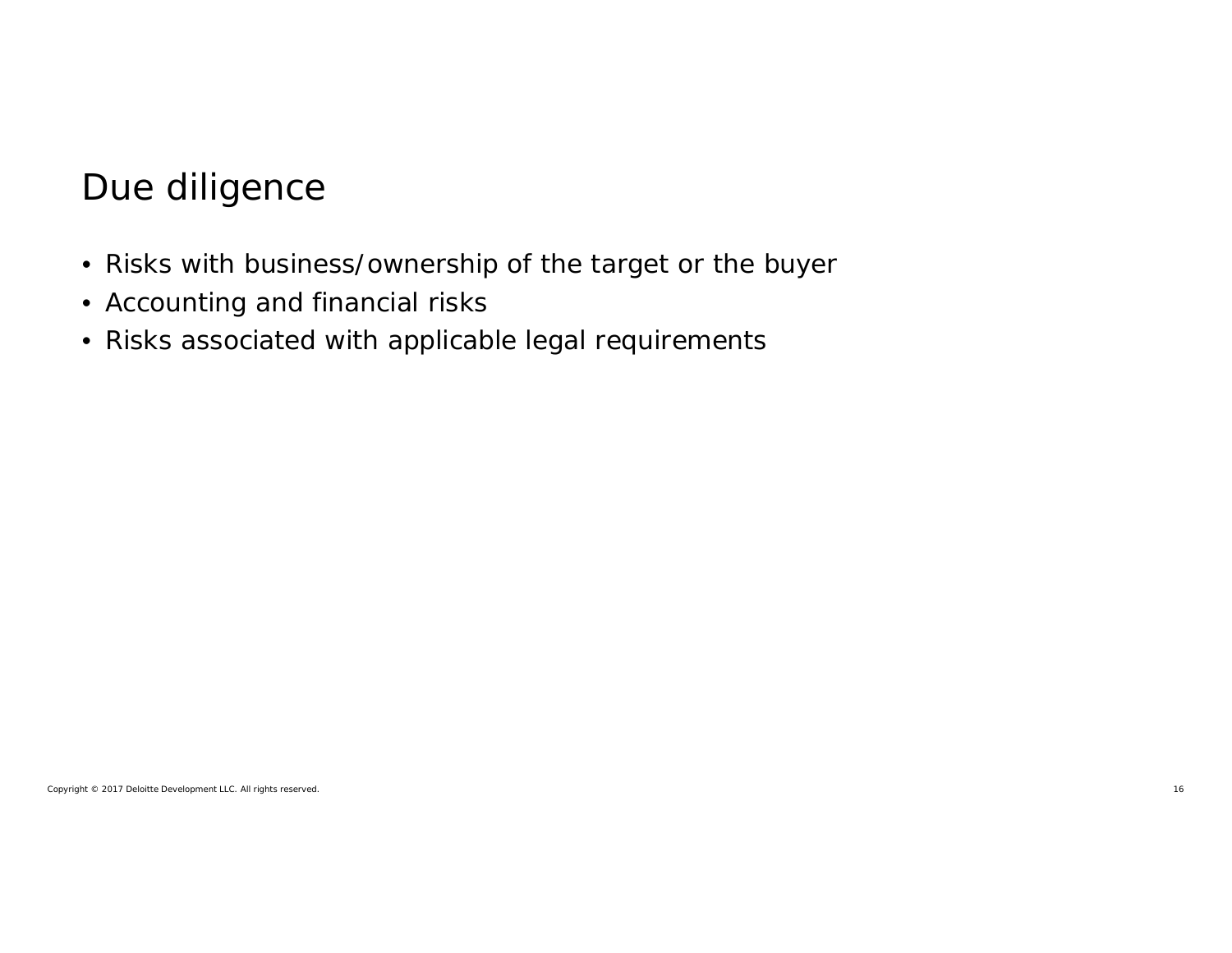# Due diligence

- Risks with business/ownership of the target or the buyer
- Accounting and financial risks
- Risks associated with applicable legal requirements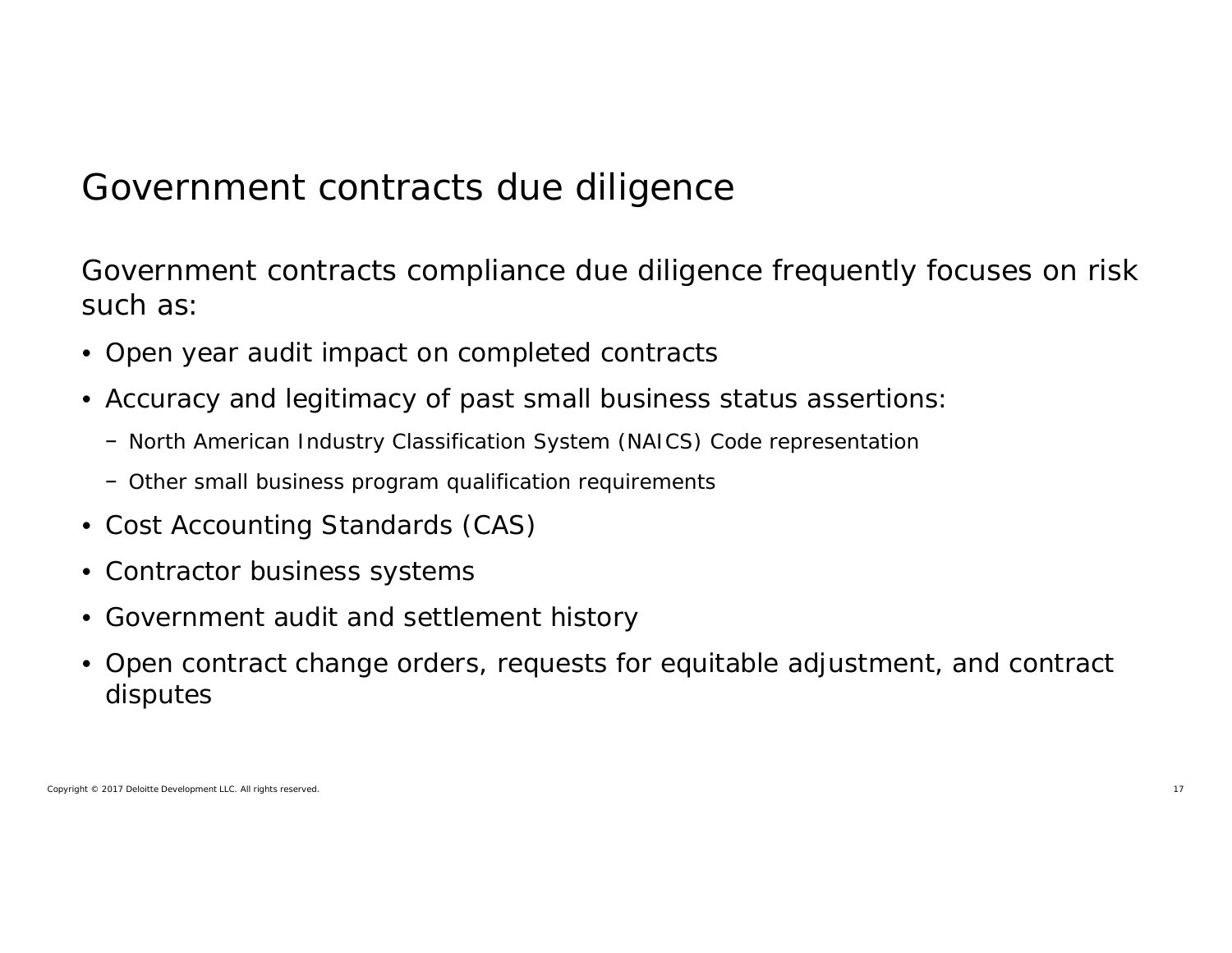# Government contracts due diligence

Government contracts compliance due diligence frequently focuses on risk such as:

- Open year audit impact on completed contracts
- Accuracy and legitimacy of past small business status assertions:
  - North American Industry Classification System (NAICS) Code representation
  - Other small business program qualification requirements
- Cost Accounting Standards (CAS)
- Contractor business systems
- Government audit and settlement history
- Open contract change orders, requests for equitable adjustment, and contract disputes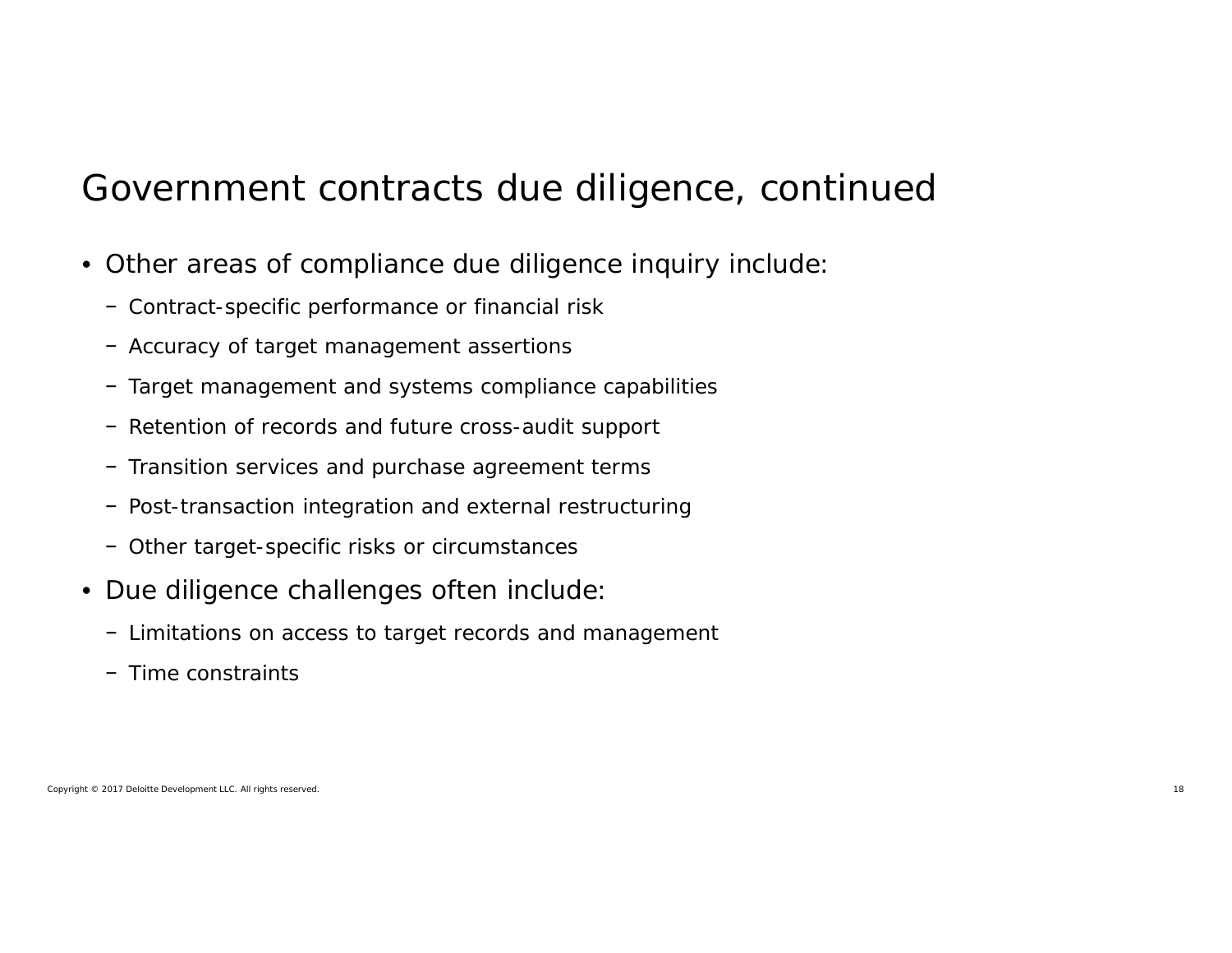# Government contracts due diligence, continued

- Other areas of compliance due diligence inquiry include:
  - Contract-specific performance or financial risk
  - Accuracy of target management assertions
  - Target management and systems compliance capabilities
  - Retention of records and future cross-audit support
  - Transition services and purchase agreement terms
  - Post-transaction integration and external restructuring
  - Other target-specific risks or circumstances
- Due diligence challenges often include:
  - Limitations on access to target records and management
  - Time constraints

Copyright © 2017 Deloitte Development LLC. All rights reserved.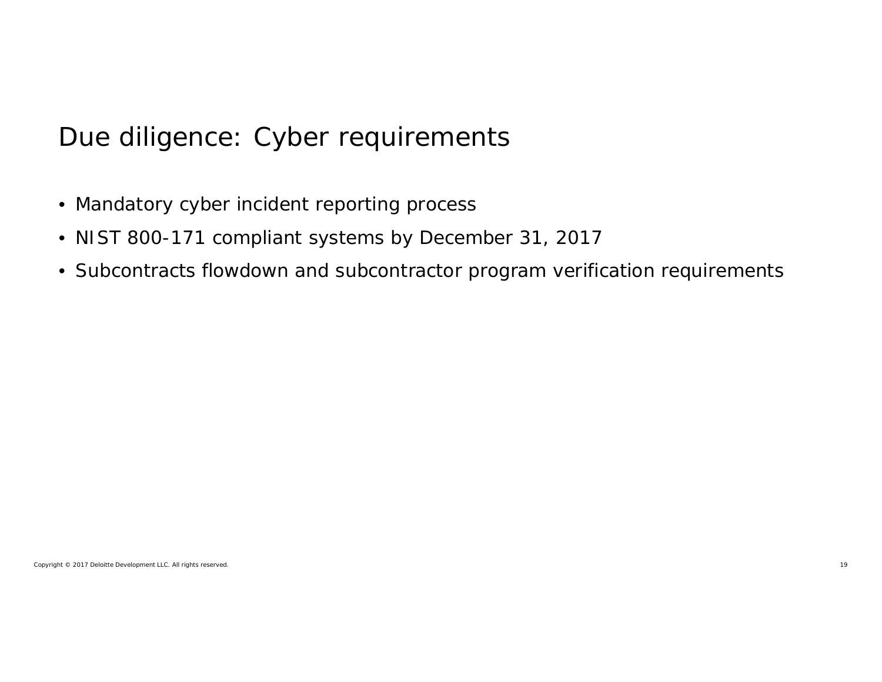# Due diligence: Cyber requirements

- Mandatory cyber incident reporting process
- NIST 800-171 compliant systems by December 31, 2017
- Subcontracts flowdown and subcontractor program verification requirements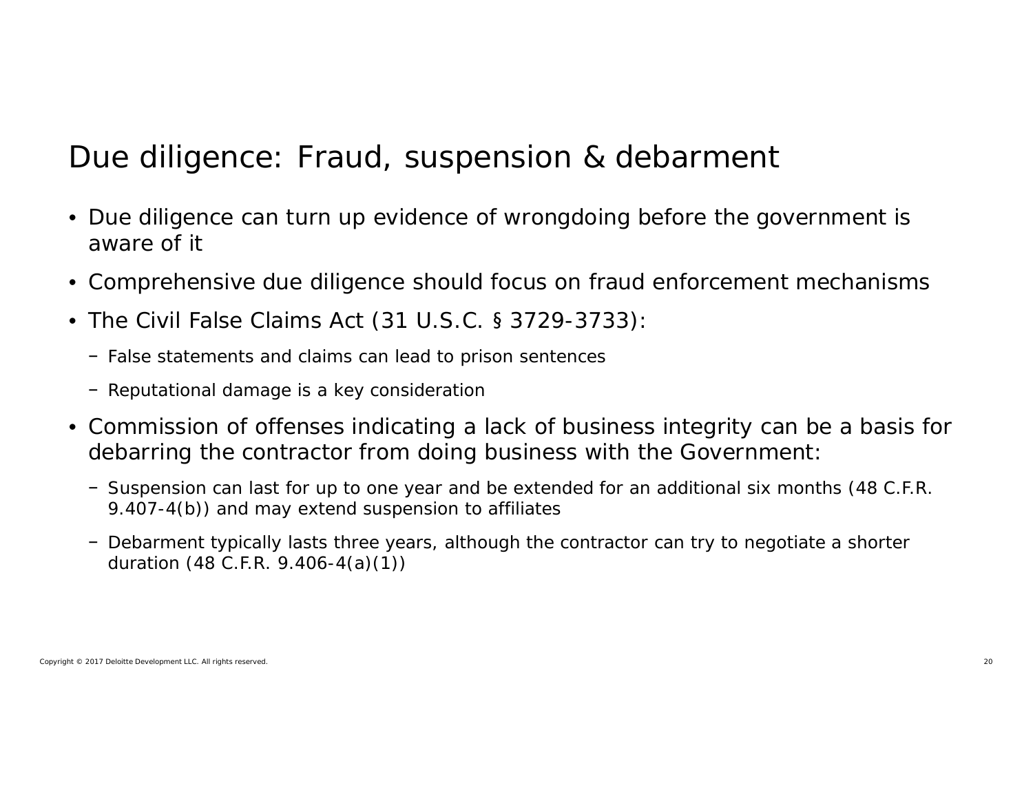# Due diligence: Fraud, suspension & debarment

- Due diligence can turn up evidence of wrongdoing before the government is aware of it
- Comprehensive due diligence should focus on fraud enforcement mechanisms
- The Civil False Claims Act (31 U.S.C. § 3729-3733):
  - False statements and claims can lead to prison sentences
  - Reputational damage is a key consideration
- Commission of offenses indicating a lack of business integrity can be a basis for debarring the contractor from doing business with the Government:
  - Suspension can last for up to one year and be extended for an additional six months (48 C.F.R. 9.407-4(b)) and may extend suspension to affiliates
  - Debarment typically lasts three years, although the contractor can try to negotiate a shorter duration (48 C.F.R. 9.406-4(a)(1))

Copyright © 2017 Deloitte Development LLC. All rights reserved.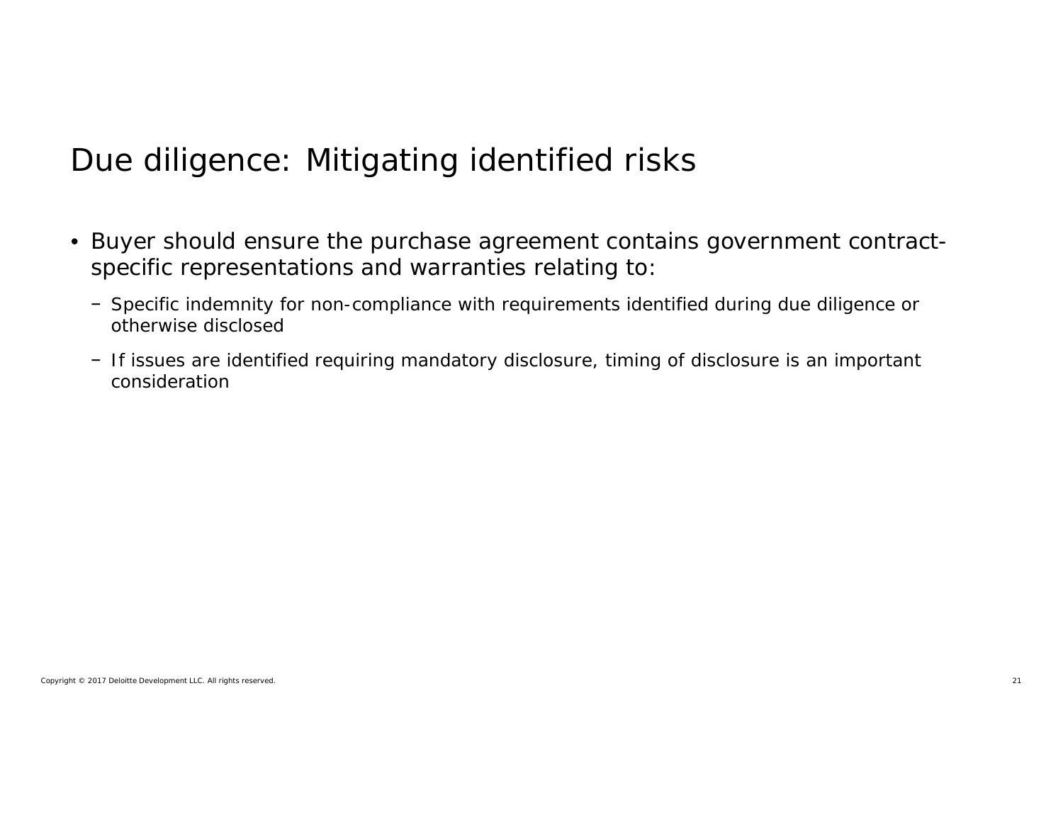# Due diligence: Mitigating identified risks

- Buyer should ensure the purchase agreement contains government contract-specific representations and warranties relating to:
  - Specific indemnity for non-compliance with requirements identified during due diligence or otherwise disclosed
  - If issues are identified requiring mandatory disclosure, timing of disclosure is an important consideration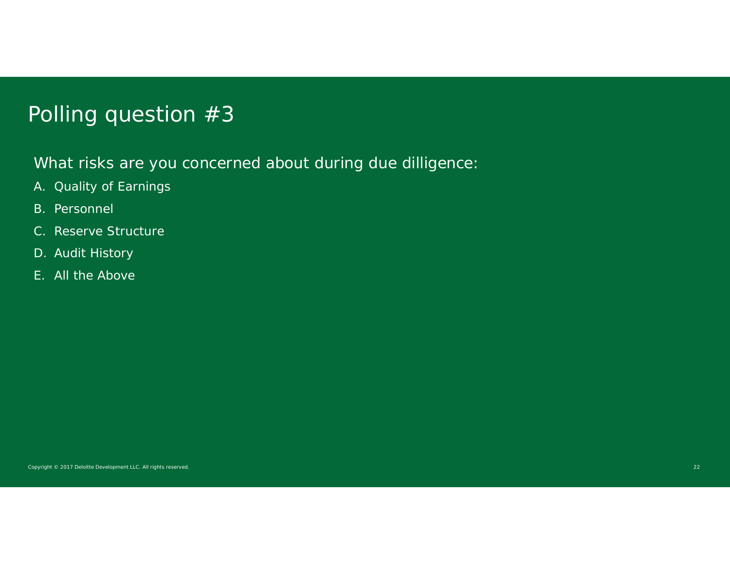# Polling question #3

What risks are you concerned about during due dilligence:

A. Quality of Earnings

B. Personnel

C. Reserve Structure

D. Audit History

E. All the Above

Copyright © 2017 Deloitte Development LLC. All rights reserved.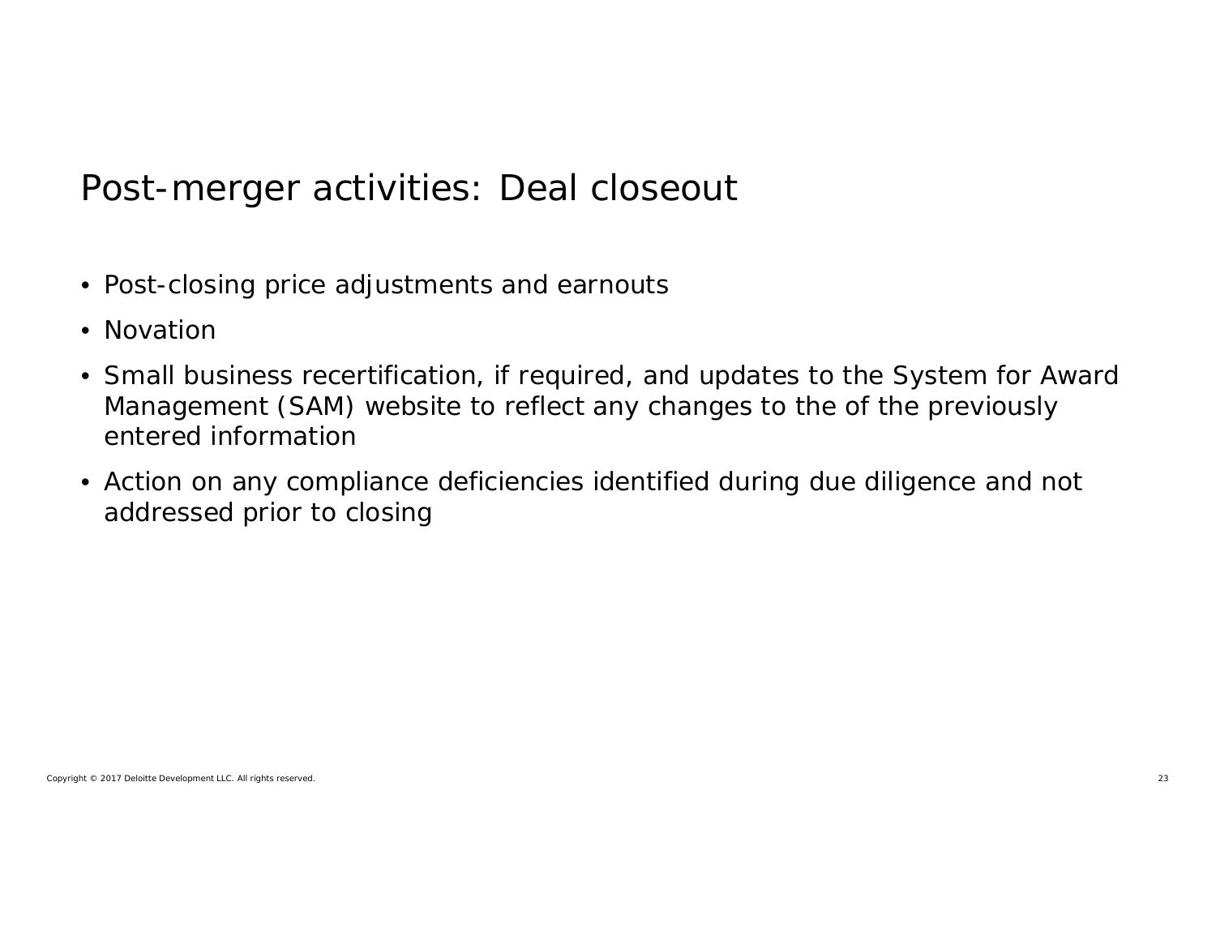# Post-merger activities: Deal closeout

- Post-closing price adjustments and earnouts
- Novation
- Small business recertification, if required, and updates to the System for Award Management (SAM) website to reflect any changes to the of the previously entered information
- Action on any compliance deficiencies identified during due diligence and not addressed prior to closing

Copyright © 2017 Deloitte Development LLC. All rights reserved.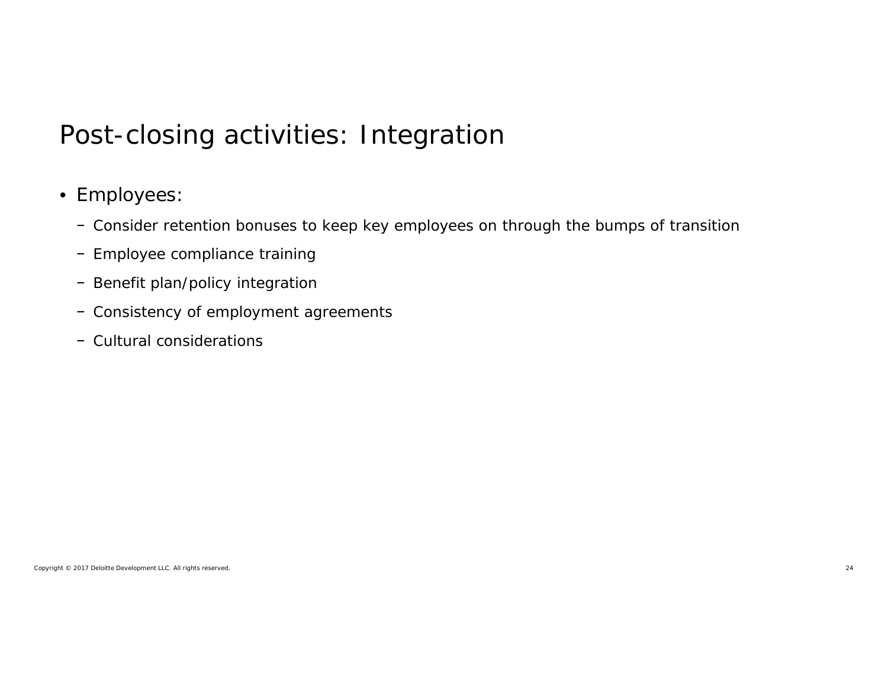# Post-closing activities: Integration

- Employees:
  - Consider retention bonuses to keep key employees on through the bumps of transition
  - Employee compliance training
  - Benefit plan/policy integration
  - Consistency of employment agreements
  - Cultural considerations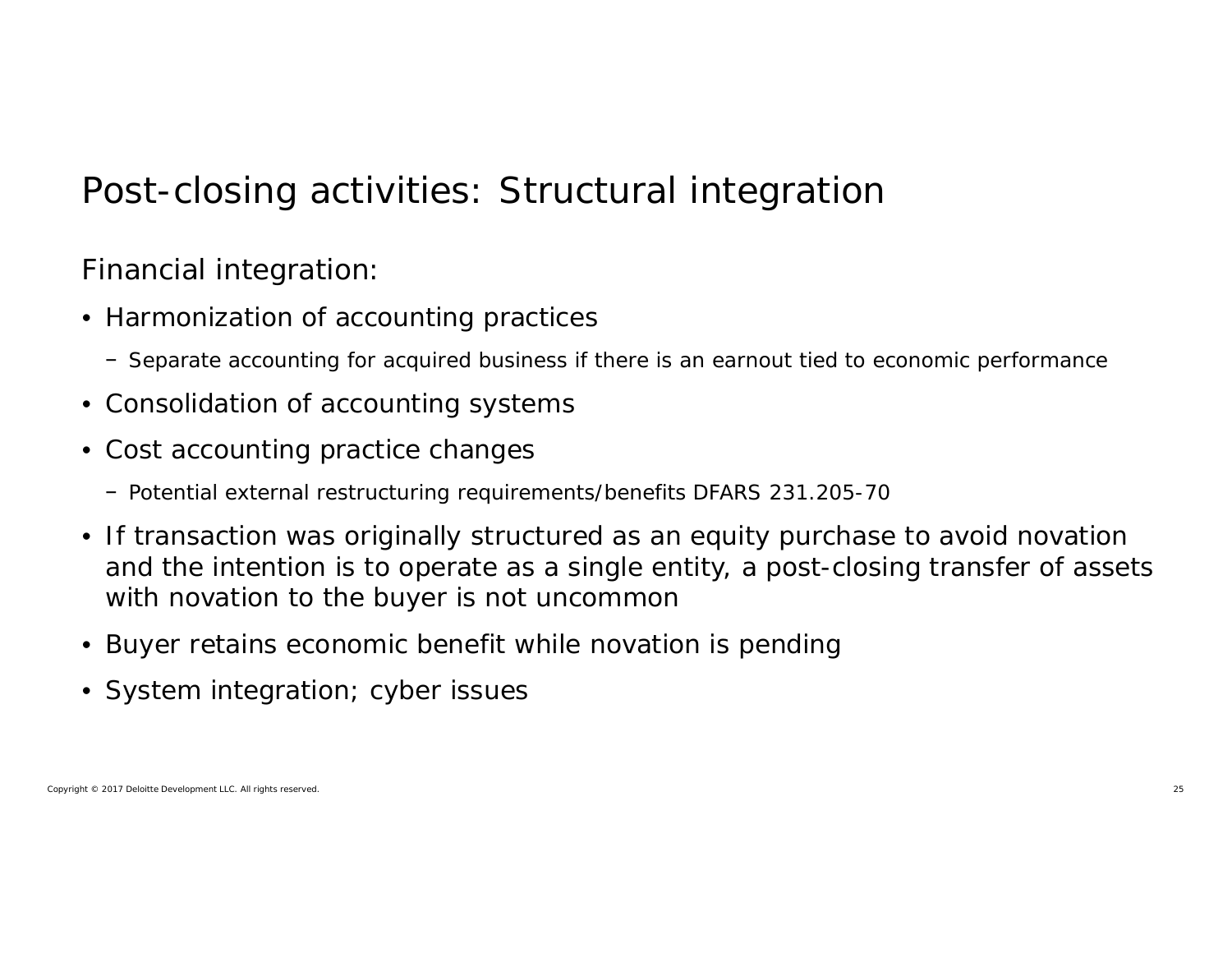# Post-closing activities: Structural integration

Financial integration:

- Harmonization of accounting practices
  - Separate accounting for acquired business if there is an earnout tied to economic performance
- Consolidation of accounting systems
- Cost accounting practice changes
  - Potential external restructuring requirements/benefits DFARS 231.205-70
- If transaction was originally structured as an equity purchase to avoid novation and the intention is to operate as a single entity, a post-closing transfer of assets with novation to the buyer is not uncommon
- Buyer retains economic benefit while novation is pending
- System integration; cyber issues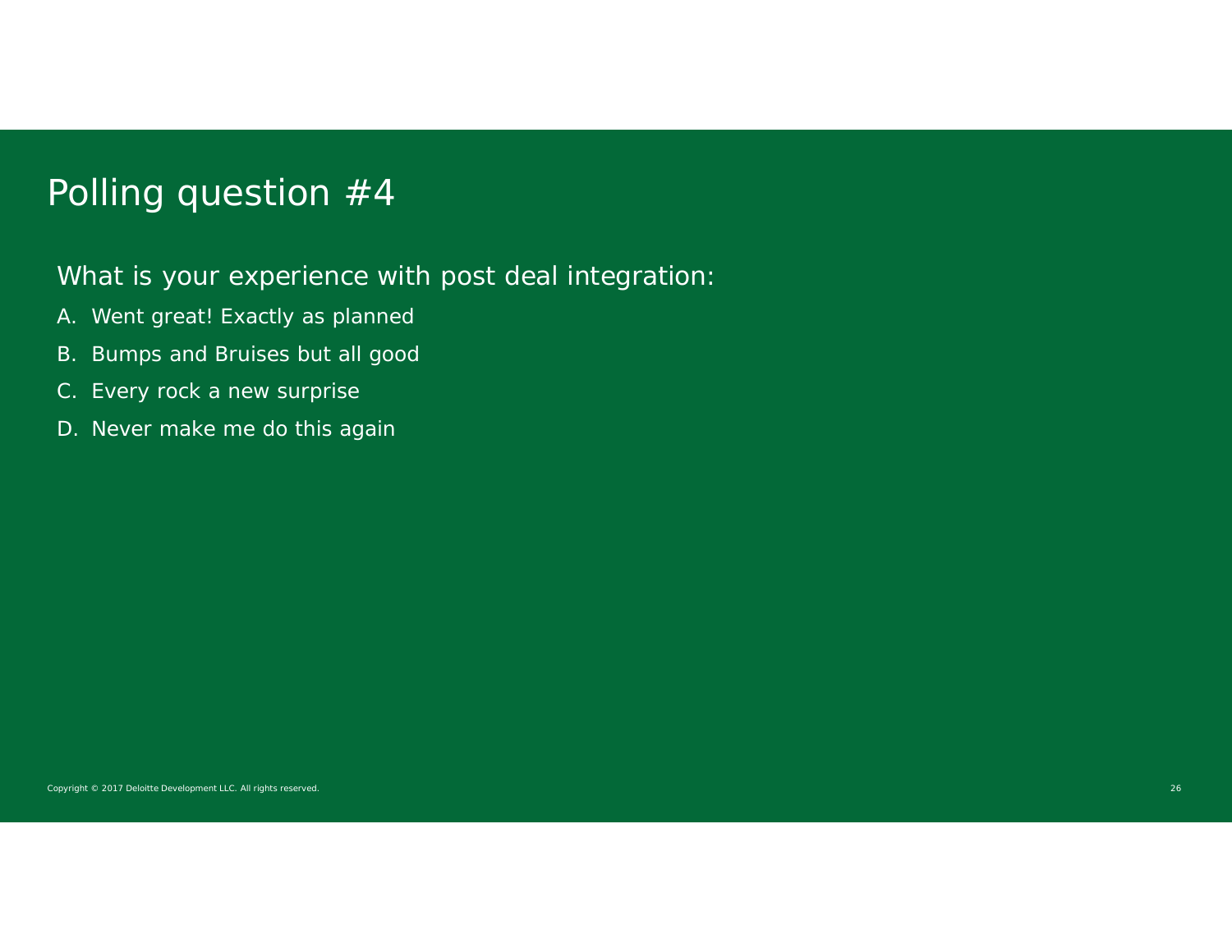# Polling question #4

What is your experience with post deal integration:

A. Went great! Exactly as planned

B. Bumps and Bruises but all good

C. Every rock a new surprise

D. Never make me do this again

Copyright © 2017 Deloitte Development LLC. All rights reserved.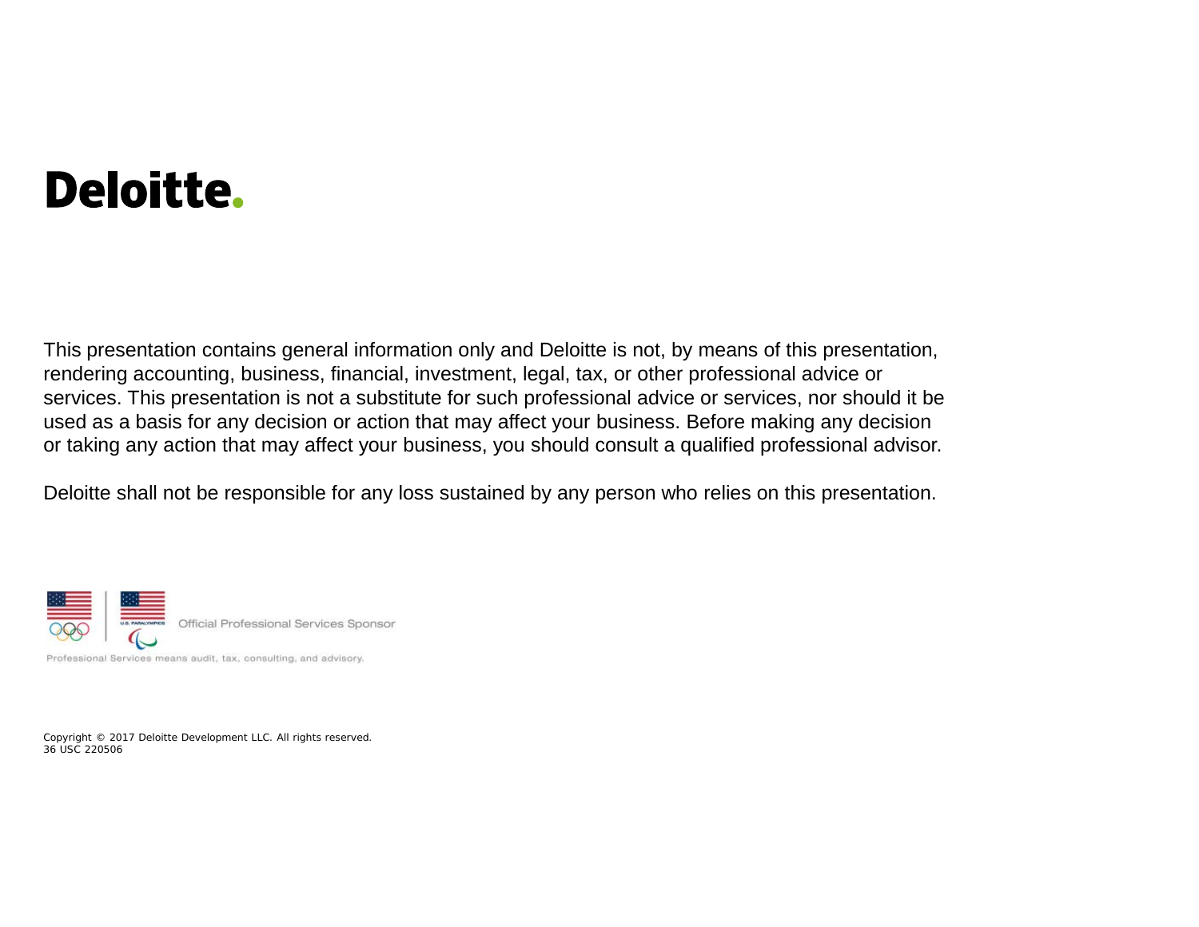# Deloitte.

This presentation contains general information only and Deloitte is not, by means of this presentation, rendering accounting, business, financial, investment, legal, tax, or other professional advice or services. This presentation is not a substitute for such professional advice or services, nor should it be used as a basis for any decision or action that may affect your business. Before making any decision or taking any action that may affect your business, you should consult a qualified professional advisor.

Deloitte shall not be responsible for any loss sustained by any person who relies on this presentation.

U.S. PARALYMPICS

Official Professional Services Sponsor

Professional Services means audit, tax, consulting, and advisory.

Copyright © 2017 Deloitte Development LLC. All rights reserved.
36 USC 220506